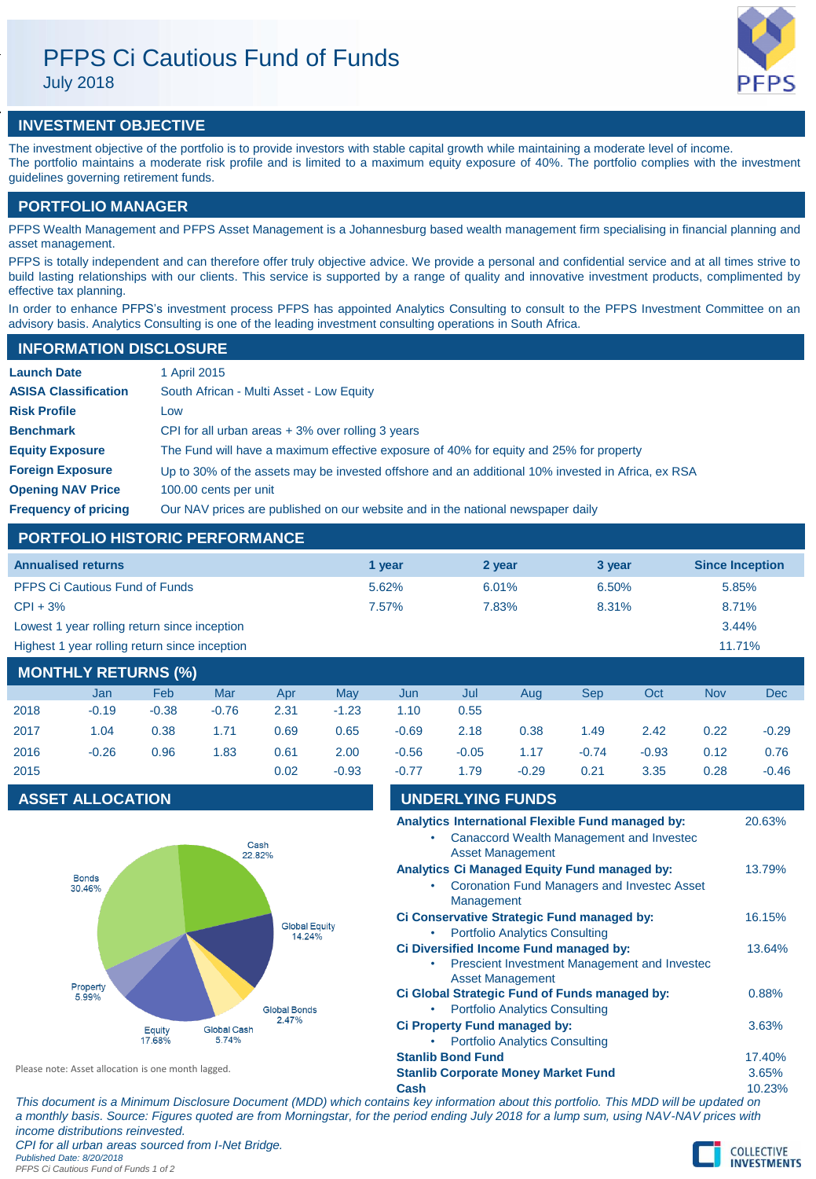# PFPS Ci Cautious Fund of Funds

July 2018

## INVESTMENT OBJECTIVE

The investment objective of the portfolio is to provide investors with stable capital growth while maintaining a moderate level of income.
The portfolio maintains a moderate risk profile and is limited to a maximum equity exposure of 40%. The portfolio complies with the investment guidelines governing retirement funds.

## PORTFOLIO MANAGER

PFPS Wealth Management and PFPS Asset Management is a Johannesburg based wealth management firm specialising in financial planning and asset management.

PFPS is totally independent and can therefore offer truly objective advice. We provide a personal and confidential service and at all times strive to build lasting relationships with our clients. This service is supported by a range of quality and innovative investment products, complimented by effective tax planning.

In order to enhance PFPS's investment process PFPS has appointed Analytics Consulting to consult to the PFPS Investment Committee on an advisory basis. Analytics Consulting is one of the leading investment consulting operations in South Africa.

## INFORMATION DISCLOSURE

| | |
|---|---|
| **Launch Date** | 1 April 2015 |
| **ASISA Classification** | South African - Multi Asset - Low Equity |
| **Risk Profile** | Low |
| **Benchmark** | CPI for all urban areas + 3% over rolling 3 years |
| **Equity Exposure** | The Fund will have a maximum effective exposure of 40% for equity and 25% for property |
| **Foreign Exposure** | Up to 30% of the assets may be invested offshore and an additional 10% invested in Africa, ex RSA |
| **Opening NAV Price** | 100.00 cents per unit |
| **Frequency of pricing** | Our NAV prices are published on our website and in the national newspaper daily |

## PORTFOLIO HISTORIC PERFORMANCE

| Annualised returns | 1 year | 2 year | 3 year | Since Inception |
|---|---|---|---|---|
| PFPS Ci Cautious Fund of Funds | 5.62% | 6.01% | 6.50% | 5.85% |
| CPI + 3% | 7.57% | 7.83% | 8.31% | 8.71% |
| Lowest 1 year rolling return since inception | | | | 3.44% |
| Highest 1 year rolling return since inception | | | | 11.71% |

## MONTHLY RETURNS (%)

| | Jan | Feb | Mar | Apr | May | Jun | Jul | Aug | Sep | Oct | Nov | Dec |
|---|---|---|---|---|---|---|---|---|---|---|---|---|
| 2018 | -0.19 | -0.38 | -0.76 | 2.31 | -1.23 | 1.10 | 0.55 | | | | | |
| 2017 | 1.04 | 0.38 | 1.71 | 0.69 | 0.65 | -0.69 | 2.18 | 0.38 | 1.49 | 2.42 | 0.22 | -0.29 |
| 2016 | -0.26 | 0.96 | 1.83 | 0.61 | 2.00 | -0.56 | -0.05 | 1.17 | -0.74 | -0.93 | 0.12 | 0.76 |
| 2015 | | | | 0.02 | -0.93 | -0.77 | 1.79 | -0.29 | 0.21 | 3.35 | 0.28 | -0.46 |

## ASSET ALLOCATION

| Asset | Allocation |
|---|---|
| Cash | 22.82% |
| Global Equity | 14.24% |
| Global Bonds | 2.47% |
| Global Cash | 5.74% |
| Equity | 17.68% |
| Property | 5.99% |
| Bonds | 30.46% |

Please note: Asset allocation is one month lagged.

## UNDERLYING FUNDS

| Fund | Weight |
|---|---|
| **Analytics International Flexible Fund managed by:** Canaccord Wealth Management and Investec Asset Management | 20.63% |
| **Analytics Ci Managed Equity Fund managed by:** Coronation Fund Managers and Investec Asset Management | 13.79% |
| **Ci Conservative Strategic Fund managed by:** Portfolio Analytics Consulting | 16.15% |
| **Ci Diversified Income Fund managed by:** Prescient Investment Management and Investec Asset Management | 13.64% |
| **Ci Global Strategic Fund of Funds managed by:** Portfolio Analytics Consulting | 0.88% |
| **Ci Property Fund managed by:** Portfolio Analytics Consulting | 3.63% |
| **Stanlib Bond Fund** | 17.40% |
| **Stanlib Corporate Money Market Fund** | 3.65% |
| **Cash** | 10.23% |

*This document is a Minimum Disclosure Document (MDD) which contains key information about this portfolio. This MDD will be updated on a monthly basis. Source: Figures quoted are from Morningstar, for the period ending July 2018 for a lump sum, using NAV-NAV prices with income distributions reinvested.*

*CPI for all urban areas sourced from I-Net Bridge.*

*Published Date: 8/20/2018*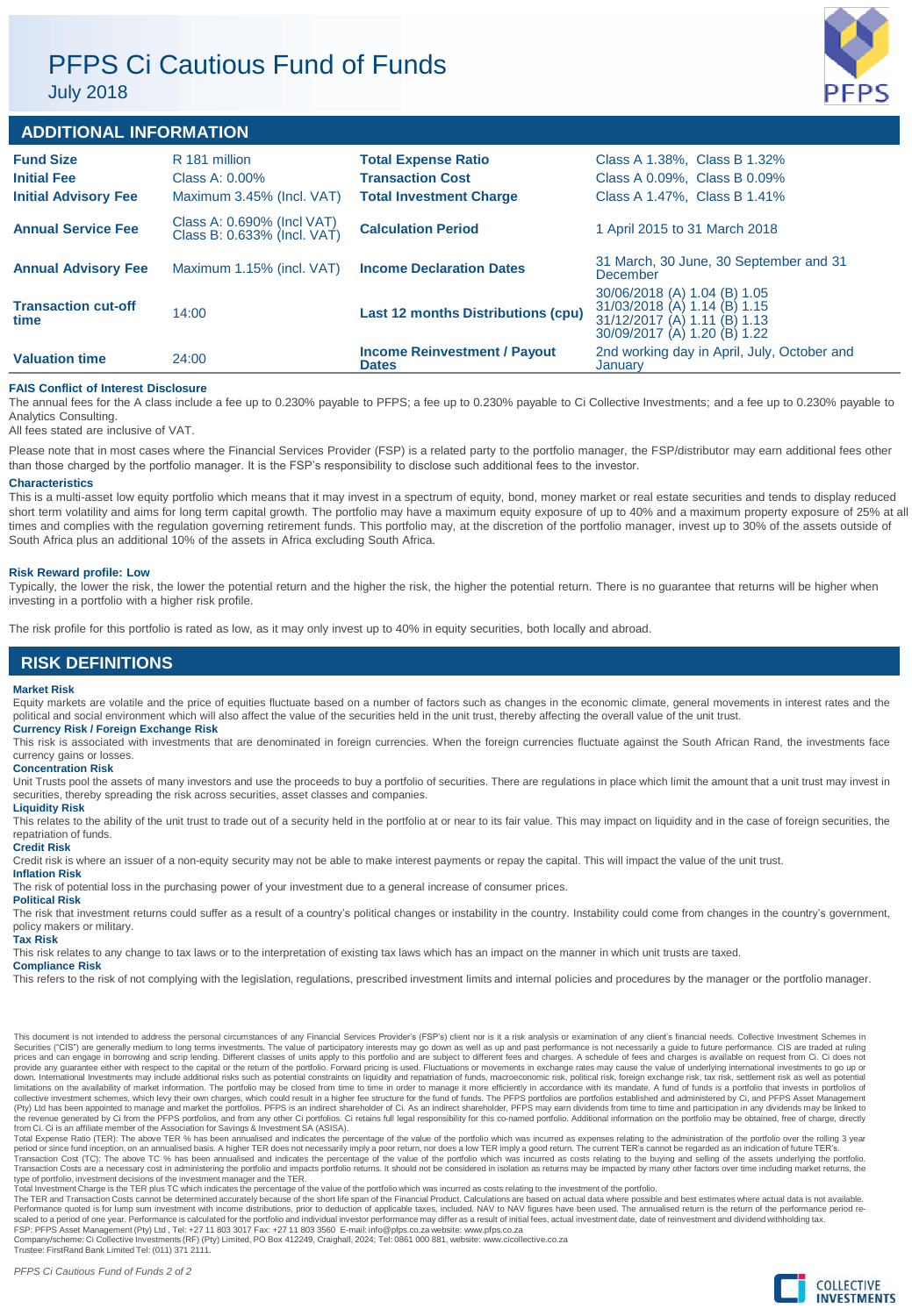# PFPS Ci Cautious Fund of Funds

July 2018

## ADDITIONAL INFORMATION

| | | | |
|---|---|---|---|
| **Fund Size** | R 181 million | **Total Expense Ratio** | Class A 1.38%, Class B 1.32% |
| **Initial Fee** | Class A: 0.00% | **Transaction Cost** | Class A 0.09%, Class B 0.09% |
| **Initial Advisory Fee** | Maximum 3.45% (Incl. VAT) | **Total Investment Charge** | Class A 1.47%, Class B 1.41% |
| **Annual Service Fee** | Class A: 0.690% (Incl VAT) Class B: 0.633% (Incl. VAT) | **Calculation Period** | 1 April 2015 to 31 March 2018 |
| **Annual Advisory Fee** | Maximum 1.15% (incl. VAT) | **Income Declaration Dates** | 31 March, 30 June, 30 September and 31 December |
| **Transaction cut-off time** | 14:00 | **Last 12 months Distributions (cpu)** | 30/06/2018 (A) 1.04 (B) 1.05<br>31/03/2018 (A) 1.14 (B) 1.15<br>31/12/2017 (A) 1.11 (B) 1.13<br>30/09/2017 (A) 1.20 (B) 1.22 |
| **Valuation time** | 24:00 | **Income Reinvestment / Payout Dates** | 2nd working day in April, July, October and January |

### FAIS Conflict of Interest Disclosure

The annual fees for the A class include a fee up to 0.230% payable to PFPS; a fee up to 0.230% payable to Ci Collective Investments; and a fee up to 0.230% payable to Analytics Consulting.

All fees stated are inclusive of VAT.

Please note that in most cases where the Financial Services Provider (FSP) is a related party to the portfolio manager, the FSP/distributor may earn additional fees other than those charged by the portfolio manager. It is the FSP's responsibility to disclose such additional fees to the investor.

### Characteristics

This is a multi-asset low equity portfolio which means that it may invest in a spectrum of equity, bond, money market or real estate securities and tends to display reduced short term volatility and aims for long term capital growth. The portfolio may have a maximum equity exposure of up to 40% and a maximum property exposure of 25% at all times and complies with the regulation governing retirement funds. This portfolio may, at the discretion of the portfolio manager, invest up to 30% of the assets outside of South Africa plus an additional 10% of the assets in Africa excluding South Africa.

### Risk Reward profile: Low

Typically, the lower the risk, the lower the potential return and the higher the risk, the higher the potential return. There is no guarantee that returns will be higher when investing in a portfolio with a higher risk profile.

The risk profile for this portfolio is rated as low, as it may only invest up to 40% in equity securities, both locally and abroad.

## RISK DEFINITIONS

**Market Risk**

Equity markets are volatile and the price of equities fluctuate based on a number of factors such as changes in the economic climate, general movements in interest rates and the political and social environment which will also affect the value of the securities held in the unit trust, thereby affecting the overall value of the unit trust.

**Currency Risk / Foreign Exchange Risk**

This risk is associated with investments that are denominated in foreign currencies. When the foreign currencies fluctuate against the South African Rand, the investments face currency gains or losses.

**Concentration Risk**

Unit Trusts pool the assets of many investors and use the proceeds to buy a portfolio of securities. There are regulations in place which limit the amount that a unit trust may invest in securities, thereby spreading the risk across securities, asset classes and companies.

**Liquidity Risk**

This relates to the ability of the unit trust to trade out of a security held in the portfolio at or near to its fair value. This may impact on liquidity and in the case of foreign securities, the repatriation of funds.

**Credit Risk**

Credit risk is where an issuer of a non-equity security may not be able to make interest payments or repay the capital. This will impact the value of the unit trust.

**Inflation Risk**

The risk of potential loss in the purchasing power of your investment due to a general increase of consumer prices.

**Political Risk**

The risk that investment returns could suffer as a result of a country's political changes or instability in the country. Instability could come from changes in the country's government, policy makers or military.

**Tax Risk**

This risk relates to any change to tax laws or to the interpretation of existing tax laws which has an impact on the manner in which unit trusts are taxed.

**Compliance Risk**

This refers to the risk of not complying with the legislation, regulations, prescribed investment limits and internal policies and procedures by the manager or the portfolio manager.

This document is not intended to address the personal circumstances of any Financial Services Provider's (FSP's) client nor is it a risk analysis or examination of any client's financial needs. Collective Investment Schemes in Securities ("CIS") are generally medium to long terms investments. The value of participatory interests may go down as well as up and past performance is not necessarily a guide to future performance. CIS are traded at ruling prices and can engage in borrowing and scrip lending. Different classes of units apply to this portfolio and are subject to different fees and charges. A schedule of fees and charges is available on request from Ci. Ci does not provide any guarantee either with respect to the capital or the return of the portfolio. Forward pricing is used. Fluctuations or movements in exchange rates may cause the value of underlying international investments to go up or down. International Investments may include additional risks such as potential constraints on liquidity and repatriation of funds, macroeconomic risk, political risk, foreign exchange risk, tax risk, settlement risk as well as potential limitations on the availability of market information. The portfolio may be closed from time to time in order to manage it more efficiently in accordance with its mandate. A fund of funds is a portfolio that invests in portfolios of collective investment schemes, which levy their own charges, which could result in a higher fee structure for the fund of funds. The PFPS portfolios are portfolios established and administered by Ci, and PFPS Asset Management (Pty) Ltd has been appointed to manage and market the portfolios. PFPS is an indirect shareholder of Ci. As an indirect shareholder, PFPS may earn dividends from time to time and participation in any dividends may be linked to the revenue generated by Ci from the PFPS portfolios, and from any other Ci portfolios. Ci retains full legal responsibility for this co-named portfolio. Additional information on the portfolio may be obtained, free of charge, directly from Ci. Ci is an affiliate member of the Association for Savings & Investment SA (ASISA).

Total Expense Ratio (TER): The above TER % has been annualised and indicates the percentage of the value of the portfolio which was incurred as expenses relating to the administration of the portfolio over the rolling 3 year period or since fund inception, on an annualised basis. A higher TER does not necessarily imply a poor return, nor does a low TER imply a good return. The current TER's cannot be regarded as an indication of future TER's.

Transaction Cost (TC): The above TC % has been annualised and indicates the percentage of the value of the portfolio which was incurred as costs relating to the buying and selling of the assets underlying the portfolio. Transaction Costs are a necessary cost in administering the portfolio and impacts portfolio returns. It should not be considered in isolation as returns may be impacted by many other factors over time including market returns, the type of portfolio, investment decisions of the investment manager and the TER.

Total Investment Charge is the TER plus TC which indicates the percentage of the value of the portfolio which was incurred as costs relating to the investment of the portfolio.

The TER and Transaction Costs cannot be determined accurately because of the short life span of the Financial Product. Calculations are based on actual data where possible and best estimates where actual data is not available.

Performance quoted is for lump sum investment with income distributions, prior to deduction of applicable taxes, included. NAV to NAV figures have been used. The annualised return is the return of the performance period re-scaled to a period of one year. Performance is calculated for the portfolio and individual investor performance may differ as a result of initial fees, actual investment date, date of reinvestment and dividend withholding tax.

FSP: PFPS Asset Management (Pty) Ltd , Tel: +27 11 803 3017 Fax: +27 11 803 3560 E-mail: info@pfps.co.za website: www.pfps.co.za

Company/scheme: Ci Collective Investments (RF) (Pty) Limited, PO Box 412249, Craighall, 2024; Tel: 0861 000 881, website: www.cicollective.co.za

Trustee: FirstRand Bank Limited Tel: (011) 371 2111.